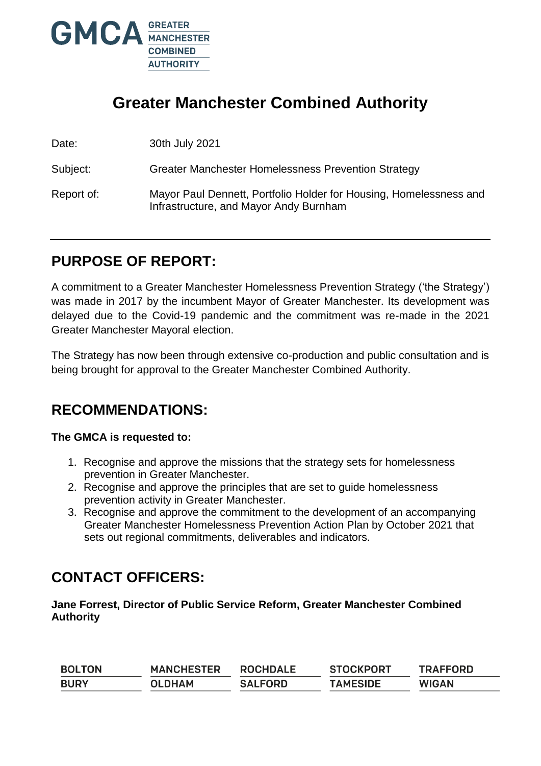# Greater Manchester Combined Authority

Date: 30th July 2021

Subject: Greater Manchester Homelessness Prevention Strategy

Report of: Mayor Paul Dennett, Portfolio Holder for Housing, Homelessness and Infrastructure, and Mayor Andy Burnham

## PURPOSE OF REPORT:

A commitment to a Greater Manchester Homelessness Prevention Strategy ('the Strategy') was made in 2017 by the incumbent Mayor of Greater Manchester. Its development was delayed due to the Covid-19 pandemic and the commitment was re-made in the 2021 Greater Manchester Mayoral election.

The Strategy has now been through extensive co-production and public consultation and is being brought for approval to the Greater Manchester Combined Authority.

## RECOMMENDATIONS:

**The GMCA is requested to:**

1. Recognise and approve the missions that the strategy sets for homelessness prevention in Greater Manchester.
2. Recognise and approve the principles that are set to guide homelessness prevention activity in Greater Manchester.
3. Recognise and approve the commitment to the development of an accompanying Greater Manchester Homelessness Prevention Action Plan by October 2021 that sets out regional commitments, deliverables and indicators.

## CONTACT OFFICERS:

**Jane Forrest, Director of Public Service Reform, Greater Manchester Combined Authority**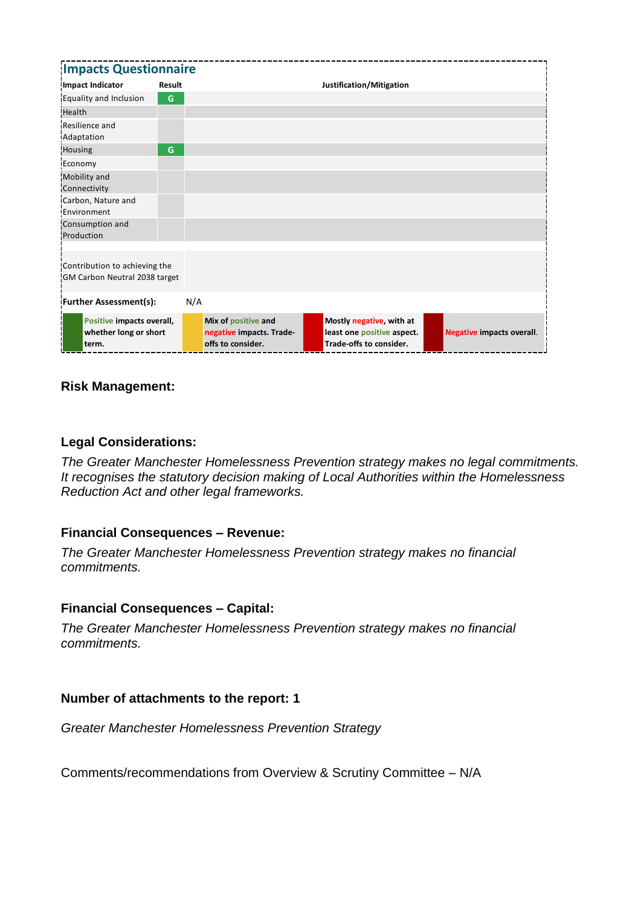## Impacts Questionnaire

| Impact Indicator | Result | Justification/Mitigation |
|---|---|---|
| Equality and Inclusion | G | |
| Health | | |
| Resilience and Adaptation | | |
| Housing | G | |
| Economy | | |
| Mobility and Connectivity | | |
| Carbon, Nature and Environment | | |
| Consumption and Production | | |
| Contribution to achieving the GM Carbon Neutral 2038 target | | |
| **Further Assessment(s):** | N/A | |

| Key | Description |
|---|---|
| G | **Positive impacts overall, whether long or short term.** |
| | **Mix of positive and negative impacts. Trade-offs to consider.** |
| | **Mostly negative, with at least one positive aspect. Trade-offs to consider.** |
| | **Negative impacts overall.** |

**Risk Management:**

**Legal Considerations:**

*The Greater Manchester Homelessness Prevention strategy makes no legal commitments. It recognises the statutory decision making of Local Authorities within the Homelessness Reduction Act and other legal frameworks.*

**Financial Consequences – Revenue:**

*The Greater Manchester Homelessness Prevention strategy makes no financial commitments.*

**Financial Consequences – Capital:**

*The Greater Manchester Homelessness Prevention strategy makes no financial commitments.*

**Number of attachments to the report: 1**

*Greater Manchester Homelessness Prevention Strategy*

Comments/recommendations from Overview & Scrutiny Committee – N/A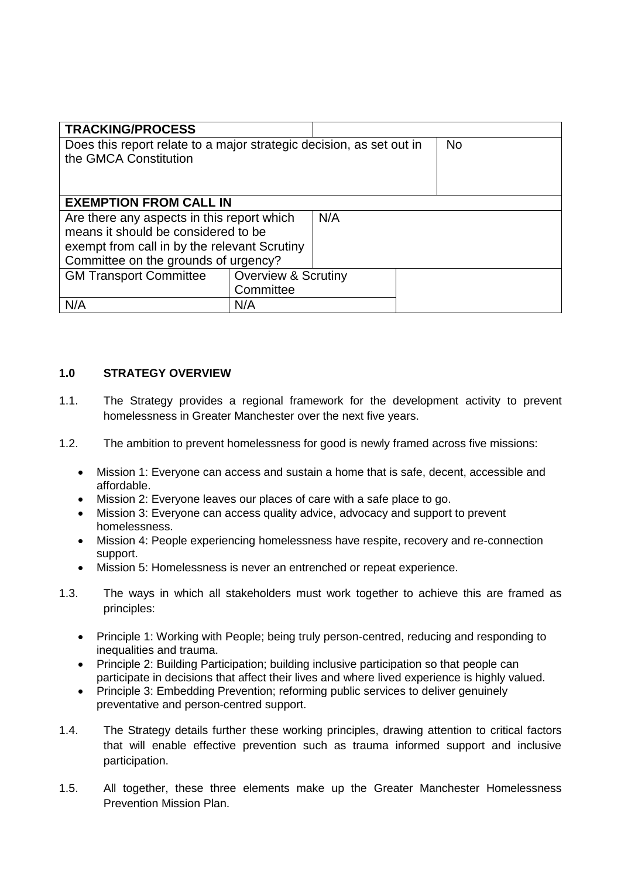| TRACKING/PROCESS | | | |
|---|---|---|---|
| Does this report relate to a major strategic decision, as set out in the GMCA Constitution | | | No |
| **EXEMPTION FROM CALL IN** | | | |
| Are there any aspects in this report which means it should be considered to be exempt from call in by the relevant Scrutiny Committee on the grounds of urgency? | | N/A | |
| GM Transport Committee | Overview & Scrutiny Committee | | |
| N/A | N/A | | |

## 1.0 STRATEGY OVERVIEW

1.1. The Strategy provides a regional framework for the development activity to prevent homelessness in Greater Manchester over the next five years.

1.2. The ambition to prevent homelessness for good is newly framed across five missions:

- Mission 1: Everyone can access and sustain a home that is safe, decent, accessible and affordable.
- Mission 2: Everyone leaves our places of care with a safe place to go.
- Mission 3: Everyone can access quality advice, advocacy and support to prevent homelessness.
- Mission 4: People experiencing homelessness have respite, recovery and re-connection support.
- Mission 5: Homelessness is never an entrenched or repeat experience.

1.3. The ways in which all stakeholders must work together to achieve this are framed as principles:

- Principle 1: Working with People; being truly person-centred, reducing and responding to inequalities and trauma.
- Principle 2: Building Participation; building inclusive participation so that people can participate in decisions that affect their lives and where lived experience is highly valued.
- Principle 3: Embedding Prevention; reforming public services to deliver genuinely preventative and person-centred support.

1.4. The Strategy details further these working principles, drawing attention to critical factors that will enable effective prevention such as trauma informed support and inclusive participation.

1.5. All together, these three elements make up the Greater Manchester Homelessness Prevention Mission Plan.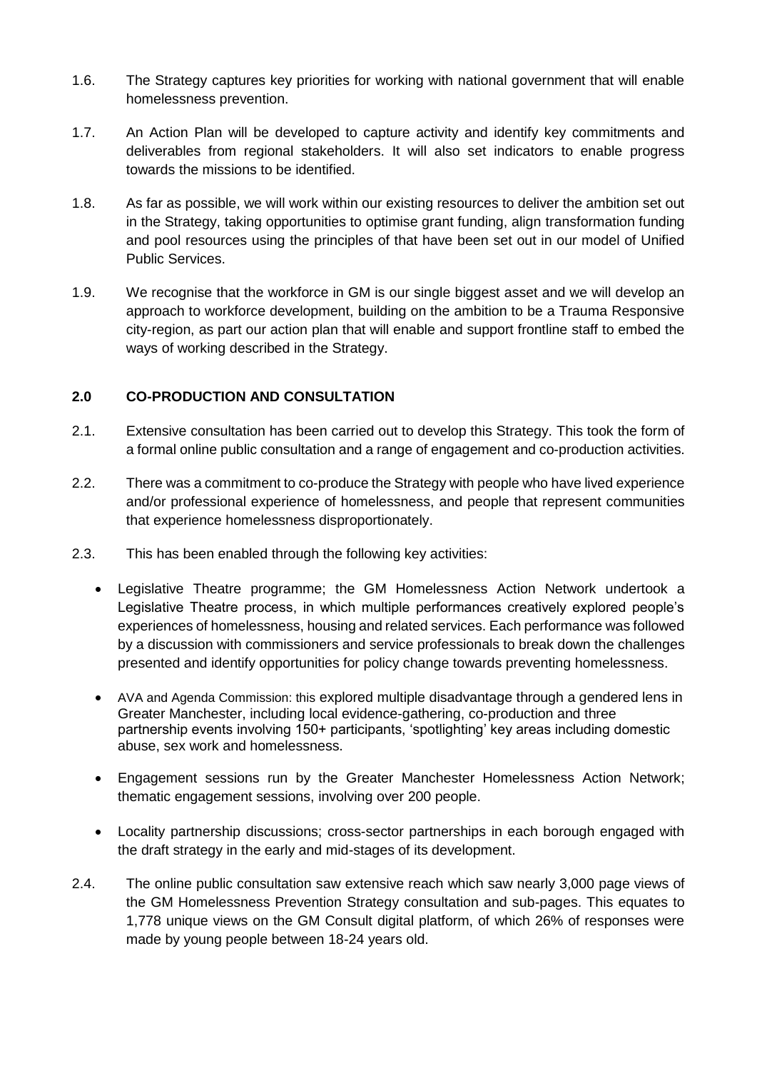1.6. The Strategy captures key priorities for working with national government that will enable homelessness prevention.

1.7. An Action Plan will be developed to capture activity and identify key commitments and deliverables from regional stakeholders. It will also set indicators to enable progress towards the missions to be identified.

1.8. As far as possible, we will work within our existing resources to deliver the ambition set out in the Strategy, taking opportunities to optimise grant funding, align transformation funding and pool resources using the principles of that have been set out in our model of Unified Public Services.

1.9. We recognise that the workforce in GM is our single biggest asset and we will develop an approach to workforce development, building on the ambition to be a Trauma Responsive city-region, as part our action plan that will enable and support frontline staff to embed the ways of working described in the Strategy.

## 2.0 CO-PRODUCTION AND CONSULTATION

2.1. Extensive consultation has been carried out to develop this Strategy. This took the form of a formal online public consultation and a range of engagement and co-production activities.

2.2. There was a commitment to co-produce the Strategy with people who have lived experience and/or professional experience of homelessness, and people that represent communities that experience homelessness disproportionately.

2.3. This has been enabled through the following key activities:

- Legislative Theatre programme; the GM Homelessness Action Network undertook a Legislative Theatre process, in which multiple performances creatively explored people's experiences of homelessness, housing and related services. Each performance was followed by a discussion with commissioners and service professionals to break down the challenges presented and identify opportunities for policy change towards preventing homelessness.
- AVA and Agenda Commission: this explored multiple disadvantage through a gendered lens in Greater Manchester, including local evidence-gathering, co-production and three partnership events involving 150+ participants, 'spotlighting' key areas including domestic abuse, sex work and homelessness.
- Engagement sessions run by the Greater Manchester Homelessness Action Network; thematic engagement sessions, involving over 200 people.
- Locality partnership discussions; cross-sector partnerships in each borough engaged with the draft strategy in the early and mid-stages of its development.

2.4. The online public consultation saw extensive reach which saw nearly 3,000 page views of the GM Homelessness Prevention Strategy consultation and sub-pages. This equates to 1,778 unique views on the GM Consult digital platform, of which 26% of responses were made by young people between 18-24 years old.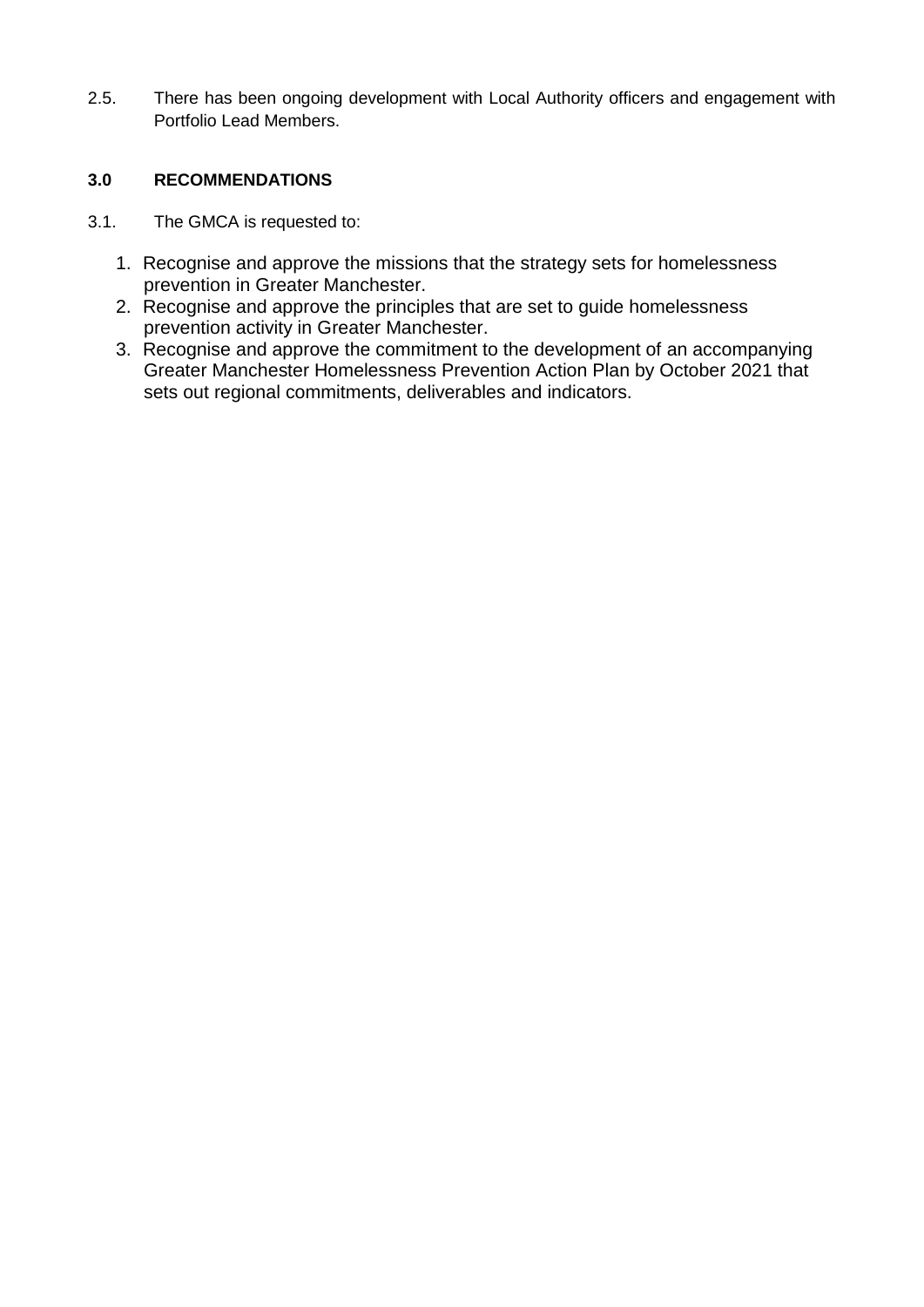2.5. There has been ongoing development with Local Authority officers and engagement with Portfolio Lead Members.

## 3.0 RECOMMENDATIONS

3.1. The GMCA is requested to:

1. Recognise and approve the missions that the strategy sets for homelessness prevention in Greater Manchester.
2. Recognise and approve the principles that are set to guide homelessness prevention activity in Greater Manchester.
3. Recognise and approve the commitment to the development of an accompanying Greater Manchester Homelessness Prevention Action Plan by October 2021 that sets out regional commitments, deliverables and indicators.